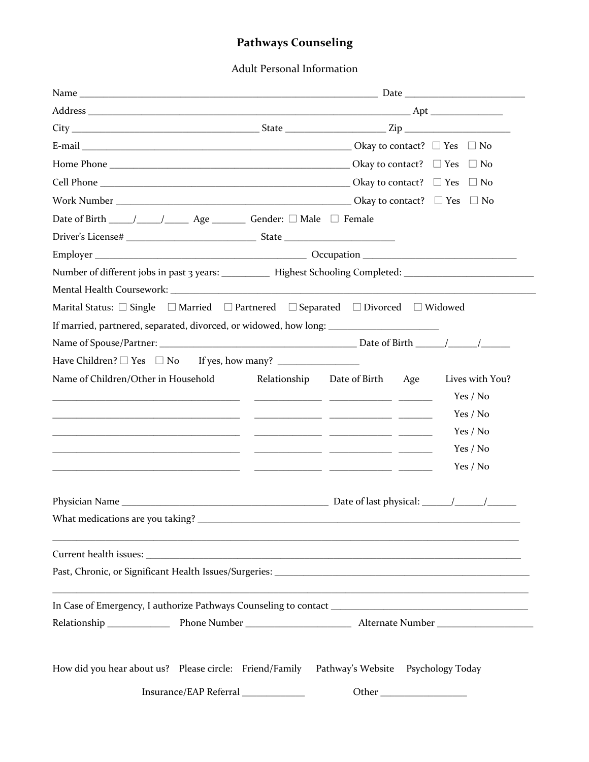# Pathways Counseling

## Adult Personal Information

Name ____________________________________________________________ Date ________________________

Address _________________________________________________________________ Apt ______________

City ____________________________________ State ____________________ Zip _____________________

E-mail ______________________________________________________ Okay to contact? ☐ Yes ☐ No

Home Phone _________________________________________________ Okay to contact? ☐ Yes ☐ No

Cell Phone ___________________________________________________ Okay to contact? ☐ Yes ☐ No

Work Number ________________________________________________ Okay to contact? ☐ Yes ☐ No

Date of Birth _____/_____/_____ Age _______ Gender: ☐ Male ☐ Female

Driver's License# __________________________ State ______________________

Employer __________________________________________ Occupation ______________________________

Number of different jobs in past 3 years: __________ Highest Schooling Completed: __________________________

Mental Health Coursework: ______________________________________________________________________

Marital Status: ☐ Single ☐ Married ☐ Partnered ☐ Separated ☐ Divorced ☐ Widowed

If married, partnered, separated, divorced, or widowed, how long: ______________________

Name of Spouse/Partner: _______________________________________ Date of Birth ______/______/______

Have Children? ☐ Yes ☐ No If yes, how many? ________________

| Name of Children/Other in Household | Relationship | Date of Birth | Age | Lives with You? |
|---|---|---|---|---|
| | | | | Yes / No |
| | | | | Yes / No |
| | | | | Yes / No |
| | | | | Yes / No |
| | | | | Yes / No |

Physician Name __________________________________________ Date of last physical: ______/______/______

What medications are you taking? _______________________________________________________________

_______________________________________________________________________________________________

Current health issues: ___________________________________________________________________________

Past, Chronic, or Significant Health Issues/Surgeries: ____________________________________________________

_______________________________________________________________________________________________

In Case of Emergency, I authorize Pathways Counseling to contact ________________________________________

Relationship _____________ Phone Number _____________________ Alternate Number ____________________

How did you hear about us? Please circle: Friend/Family Pathway's Website Psychology Today

Insurance/EAP Referral _____________ Other _________________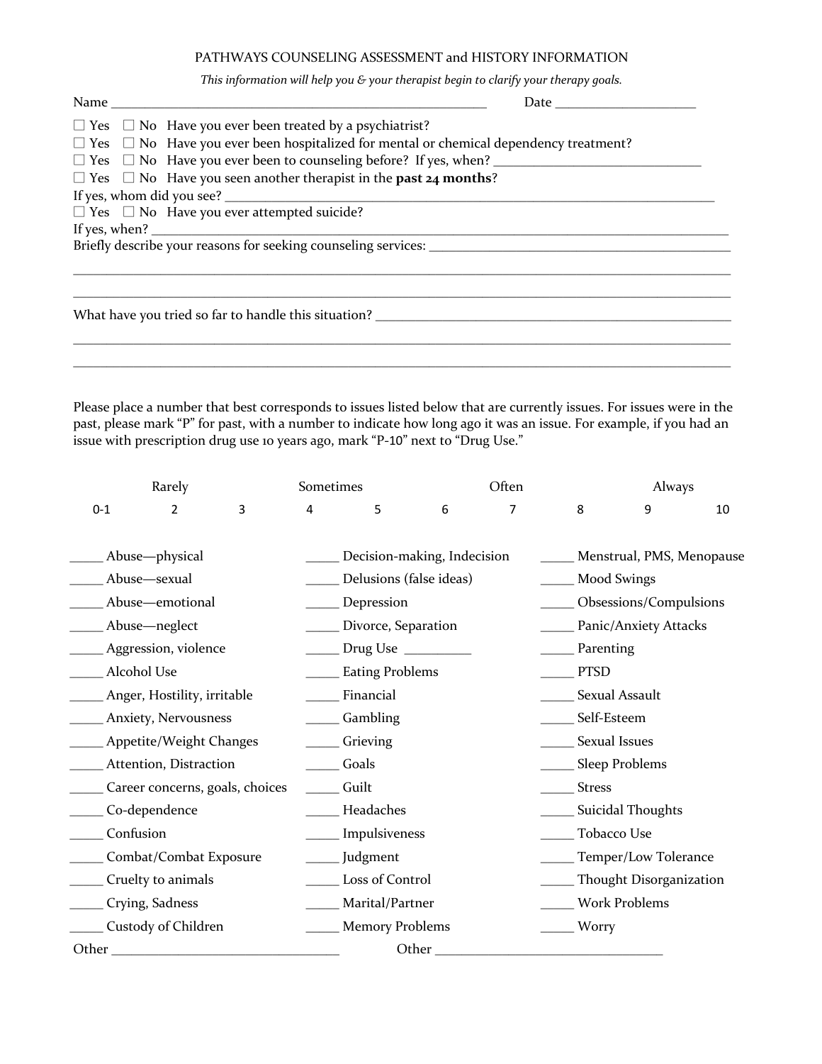PATHWAYS COUNSELING ASSESSMENT and HISTORY INFORMATION

*This information will help you & your therapist begin to clarify your therapy goals.*

Name ________________________________________________________ Date ____________________

☐ Yes ☐ No Have you ever been treated by a psychiatrist?
☐ Yes ☐ No Have you ever been hospitalized for mental or chemical dependency treatment?
☐ Yes ☐ No Have you ever been to counseling before? If yes, when? ______________________________
☐ Yes ☐ No Have you seen another therapist in the **past 24 months**?
If yes, whom did you see? ______________________________________________________________________
☐ Yes ☐ No Have you ever attempted suicide?
If yes, when? ____________________________________________________________________________________
Briefly describe your reasons for seeking counseling services: ____________________________________________

____________________________________________________________________________________________________

____________________________________________________________________________________________________

What have you tried so far to handle this situation? _____________________________________________________

____________________________________________________________________________________________________

____________________________________________________________________________________________________

Please place a number that best corresponds to issues listed below that are currently issues. For issues were in the past, please mark "P" for past, with a number to indicate how long ago it was an issue. For example, if you had an issue with prescription drug use 10 years ago, mark "P-10" next to "Drug Use."

| Rarely | | | Sometimes | | | Often | | Always | |
|---|---|---|---|---|---|---|---|---|---|
| 0-1 | 2 | 3 | 4 | 5 | 6 | 7 | 8 | 9 | 10 |

_____ Abuse—physical
_____ Abuse—sexual
_____ Abuse—emotional
_____ Abuse—neglect
_____ Aggression, violence
_____ Alcohol Use
_____ Anger, Hostility, irritable
_____ Anxiety, Nervousness
_____ Appetite/Weight Changes
_____ Attention, Distraction
_____ Career concerns, goals, choices
_____ Co-dependence
_____ Confusion
_____ Combat/Combat Exposure
_____ Cruelty to animals
_____ Crying, Sadness
_____ Custody of Children
_____ Decision-making, Indecision
_____ Delusions (false ideas)
_____ Depression
_____ Divorce, Separation
_____ Drug Use __________
_____ Eating Problems
_____ Financial
_____ Gambling
_____ Grieving
_____ Goals
_____ Guilt
_____ Headaches
_____ Impulsiveness
_____ Judgment
_____ Loss of Control
_____ Marital/Partner
_____ Memory Problems
_____ Menstrual, PMS, Menopause
_____ Mood Swings
_____ Obsessions/Compulsions
_____ Panic/Anxiety Attacks
_____ Parenting
_____ PTSD
_____ Sexual Assault
_____ Self-Esteem
_____ Sexual Issues
_____ Sleep Problems
_____ Stress
_____ Suicidal Thoughts
_____ Tobacco Use
_____ Temper/Low Tolerance
_____ Thought Disorganization
_____ Work Problems
_____ Worry

Other _________________________________ Other _________________________________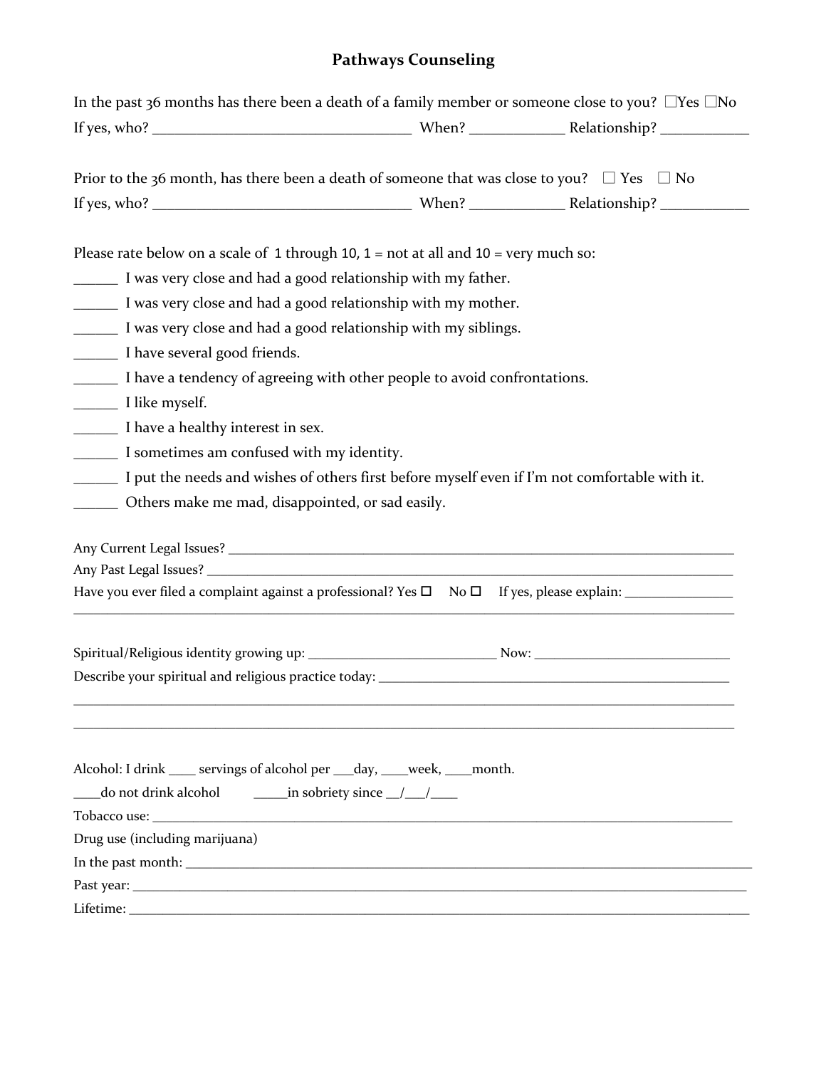# Pathways Counseling

In the past 36 months has there been a death of a family member or someone close to you? ☐Yes ☐No

If yes, who? ___________________________________ When? _____________ Relationship? ____________

Prior to the 36 month, has there been a death of someone that was close to you? ☐ Yes ☐ No

If yes, who? ___________________________________ When? _____________ Relationship? ____________

Please rate below on a scale of 1 through 10, 1 = not at all and 10 = very much so:

______ I was very close and had a good relationship with my father.

______ I was very close and had a good relationship with my mother.

______ I was very close and had a good relationship with my siblings.

______ I have several good friends.

______ I have a tendency of agreeing with other people to avoid confrontations.

______ I like myself.

______ I have a healthy interest in sex.

______ I sometimes am confused with my identity.

______ I put the needs and wishes of others first before myself even if I'm not comfortable with it.

______ Others make me mad, disappointed, or sad easily.

Any Current Legal Issues? ________________________________________________________________________

Any Past Legal Issues? __________________________________________________________________________

Have you ever filed a complaint against a professional? Yes ☐ No ☐ If yes, please explain: ________________

_____________________________________________________________________________________________

Spiritual/Religious identity growing up: ____________________________ Now: _____________________________

Describe your spiritual and religious practice today: _____________________________________________________

_____________________________________________________________________________________________

_____________________________________________________________________________________________

Alcohol: I drink ____ servings of alcohol per ___day, ____week, ____month.

____do not drink alcohol _____in sobriety since __/___/____

Tobacco use: ___________________________________________________________________________________

Drug use (including marijuana)

In the past month: _______________________________________________________________________________

Past year: _____________________________________________________________________________________

Lifetime: ______________________________________________________________________________________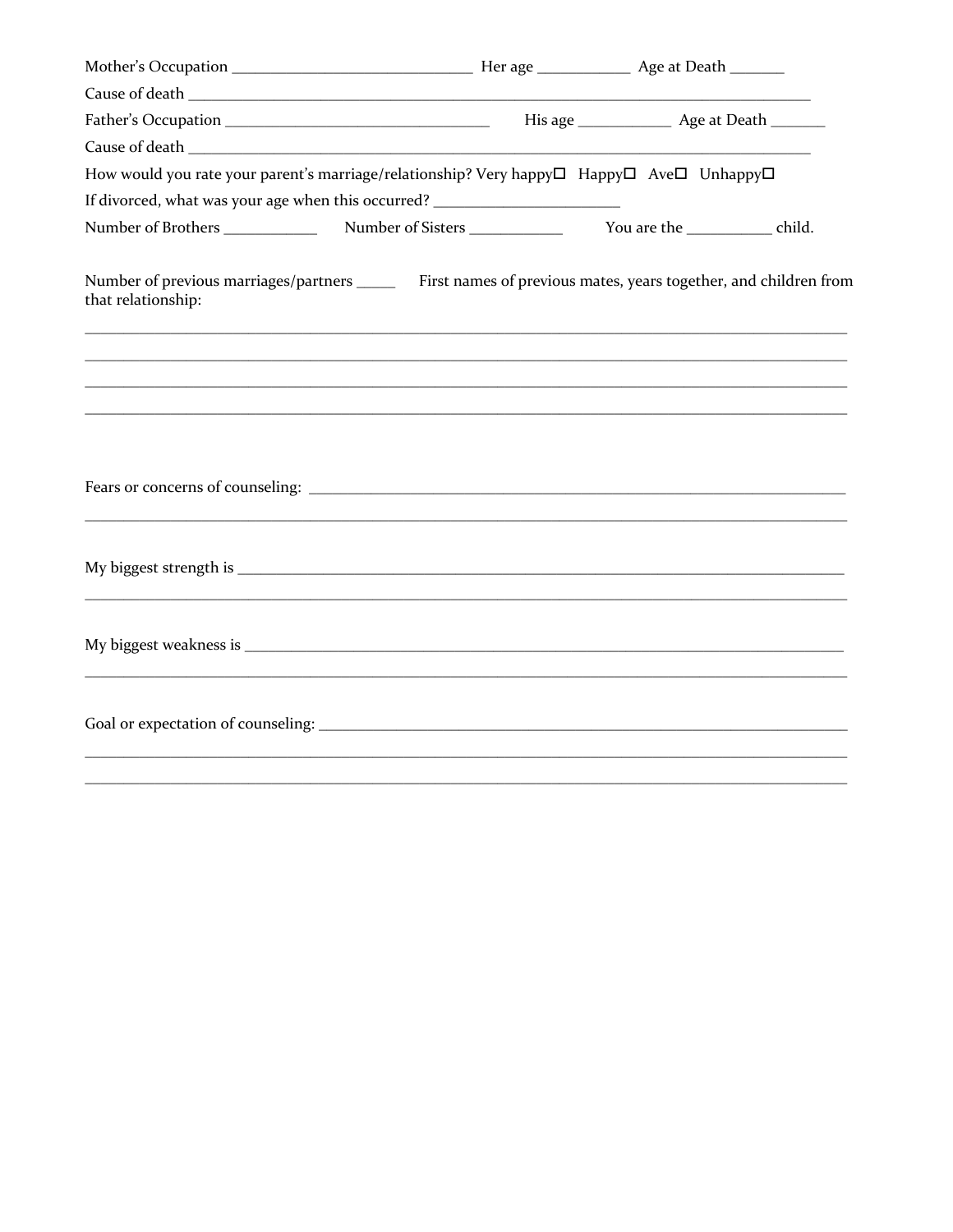Mother's Occupation ______________________________ Her age ____________ Age at Death _______

Cause of death ________________________________________________________________________________

Father's Occupation _________________________________ His age ____________ Age at Death _______

Cause of death ________________________________________________________________________________

How would you rate your parent's marriage/relationship? Very happy☐ Happy☐ Ave☐ Unhappy☐

If divorced, what was your age when this occurred? ________________________

Number of Brothers ___________ Number of Sisters ____________ You are the ___________ child.

Number of previous marriages/partners _____ First names of previous mates, years together, and children from that relationship:

______________________________________________________________________________________________

______________________________________________________________________________________________

______________________________________________________________________________________________

______________________________________________________________________________________________

Fears or concerns of counseling: _______________________________________________________________

______________________________________________________________________________________________

My biggest strength is _________________________________________________________________________

______________________________________________________________________________________________

My biggest weakness is ________________________________________________________________________

______________________________________________________________________________________________

Goal or expectation of counseling: ______________________________________________________________

______________________________________________________________________________________________

______________________________________________________________________________________________